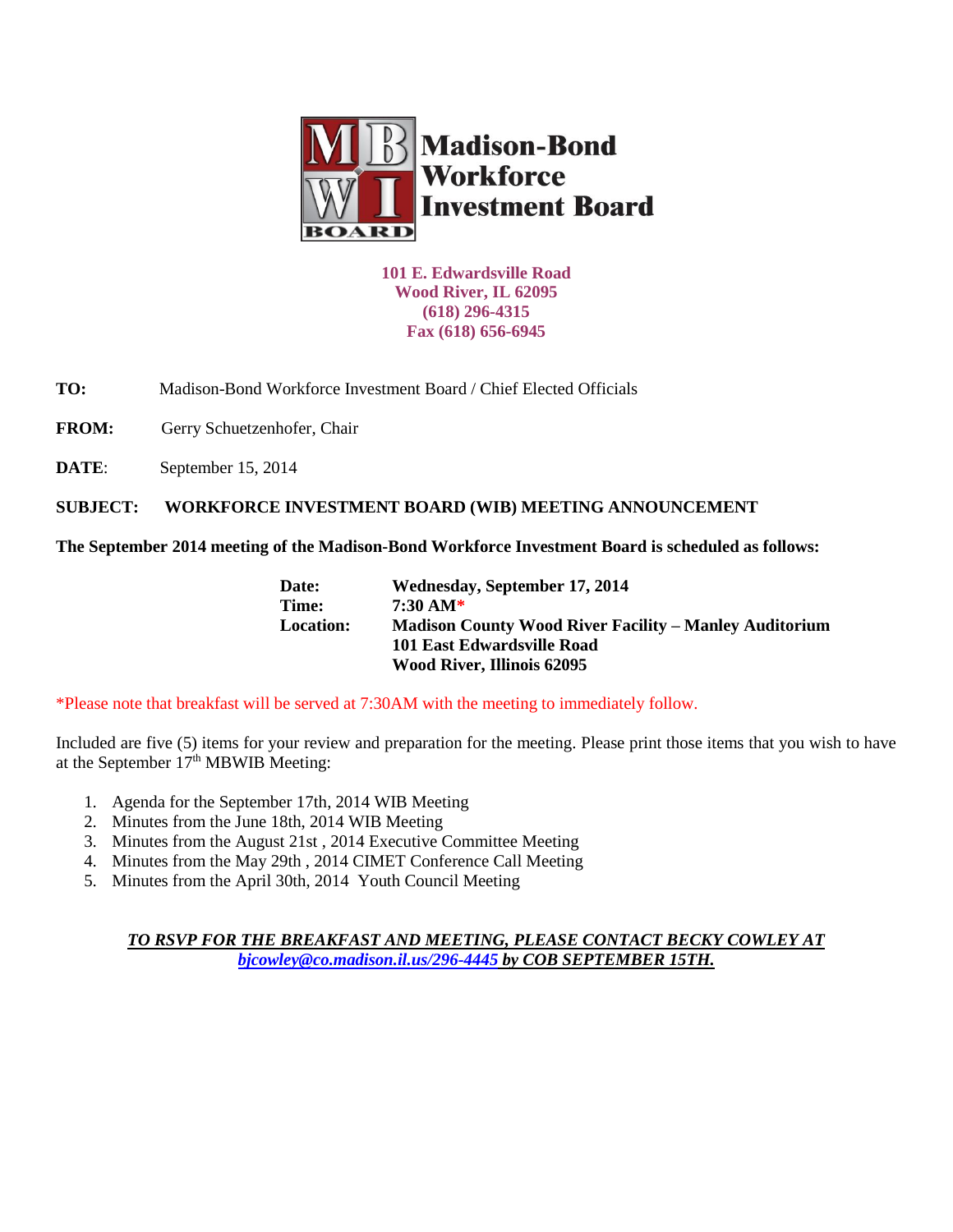# Madison-Bond Workforce Investment Board

**101 E. Edwardsville Road**
**Wood River, IL 62095**
**(618) 296-4315**
**Fax (618) 656-6945**

**TO:** Madison-Bond Workforce Investment Board / Chief Elected Officials

**FROM:** Gerry Schuetzenhofer, Chair

**DATE**: September 15, 2014

**SUBJECT: WORKFORCE INVESTMENT BOARD (WIB) MEETING ANNOUNCEMENT**

**The September 2014 meeting of the Madison-Bond Workforce Investment Board is scheduled as follows:**

**Date:** **Wednesday, September 17, 2014**
**Time:** **7:30 AM***
**Location:** **Madison County Wood River Facility – Manley Auditorium**
**101 East Edwardsville Road**
**Wood River, Illinois 62095**

*Please note that breakfast will be served at 7:30AM with the meeting to immediately follow.

Included are five (5) items for your review and preparation for the meeting. Please print those items that you wish to have at the September 17th MBWIB Meeting:

1. Agenda for the September 17th, 2014 WIB Meeting
2. Minutes from the June 18th, 2014 WIB Meeting
3. Minutes from the August 21st , 2014 Executive Committee Meeting
4. Minutes from the May 29th , 2014 CIMET Conference Call Meeting
5. Minutes from the April 30th, 2014 Youth Council Meeting

***TO RSVP FOR THE BREAKFAST AND MEETING, PLEASE CONTACT BECKY COWLEY AT bjcowley@co.madison.il.us/296-4445 by COB SEPTEMBER 15TH.***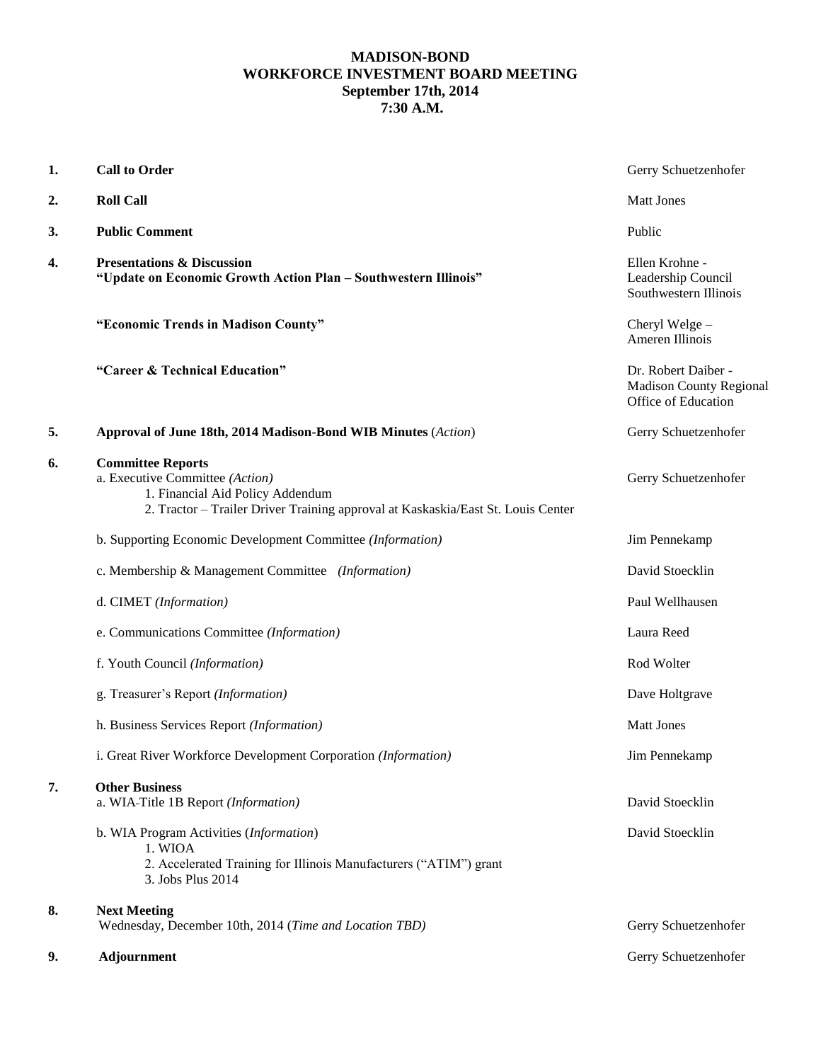# MADISON-BOND
## WORKFORCE INVESTMENT BOARD MEETING
### September 17th, 2014
### 7:30 A.M.

| | | |
|---|---|---|
| **1.** | **Call to Order** | Gerry Schuetzenhofer |
| **2.** | **Roll Call** | Matt Jones |
| **3.** | **Public Comment** | Public |
| **4.** | **Presentations & Discussion**<br>**"Update on Economic Growth Action Plan – Southwestern Illinois"** | Ellen Krohne - Leadership Council Southwestern Illinois |
| | **"Economic Trends in Madison County"** | Cheryl Welge – Ameren Illinois |
| | **"Career & Technical Education"** | Dr. Robert Daiber - Madison County Regional Office of Education |
| **5.** | **Approval of June 18th, 2014 Madison-Bond WIB Minutes** (*Action*) | Gerry Schuetzenhofer |
| **6.** | **Committee Reports**<br>a. Executive Committee *(Action)*<br>1. Financial Aid Policy Addendum<br>2. Tractor – Trailer Driver Training approval at Kaskaskia/East St. Louis Center | Gerry Schuetzenhofer |
| | b. Supporting Economic Development Committee *(Information)* | Jim Pennekamp |
| | c. Membership & Management Committee *(Information)* | David Stoecklin |
| | d. CIMET *(Information)* | Paul Wellhausen |
| | e. Communications Committee *(Information)* | Laura Reed |
| | f. Youth Council *(Information)* | Rod Wolter |
| | g. Treasurer's Report *(Information)* | Dave Holtgrave |
| | h. Business Services Report *(Information)* | Matt Jones |
| | i. Great River Workforce Development Corporation *(Information)* | Jim Pennekamp |
| **7.** | **Other Business**<br>a. WIA-Title 1B Report *(Information)* | David Stoecklin |
| | b. WIA Program Activities (*Information*)<br>1. WIOA<br>2. Accelerated Training for Illinois Manufacturers ("ATIM") grant<br>3. Jobs Plus 2014 | David Stoecklin |
| **8.** | **Next Meeting**<br>Wednesday, December 10th, 2014 (*Time and Location TBD)* | Gerry Schuetzenhofer |
| **9.** | **Adjournment** | Gerry Schuetzenhofer |